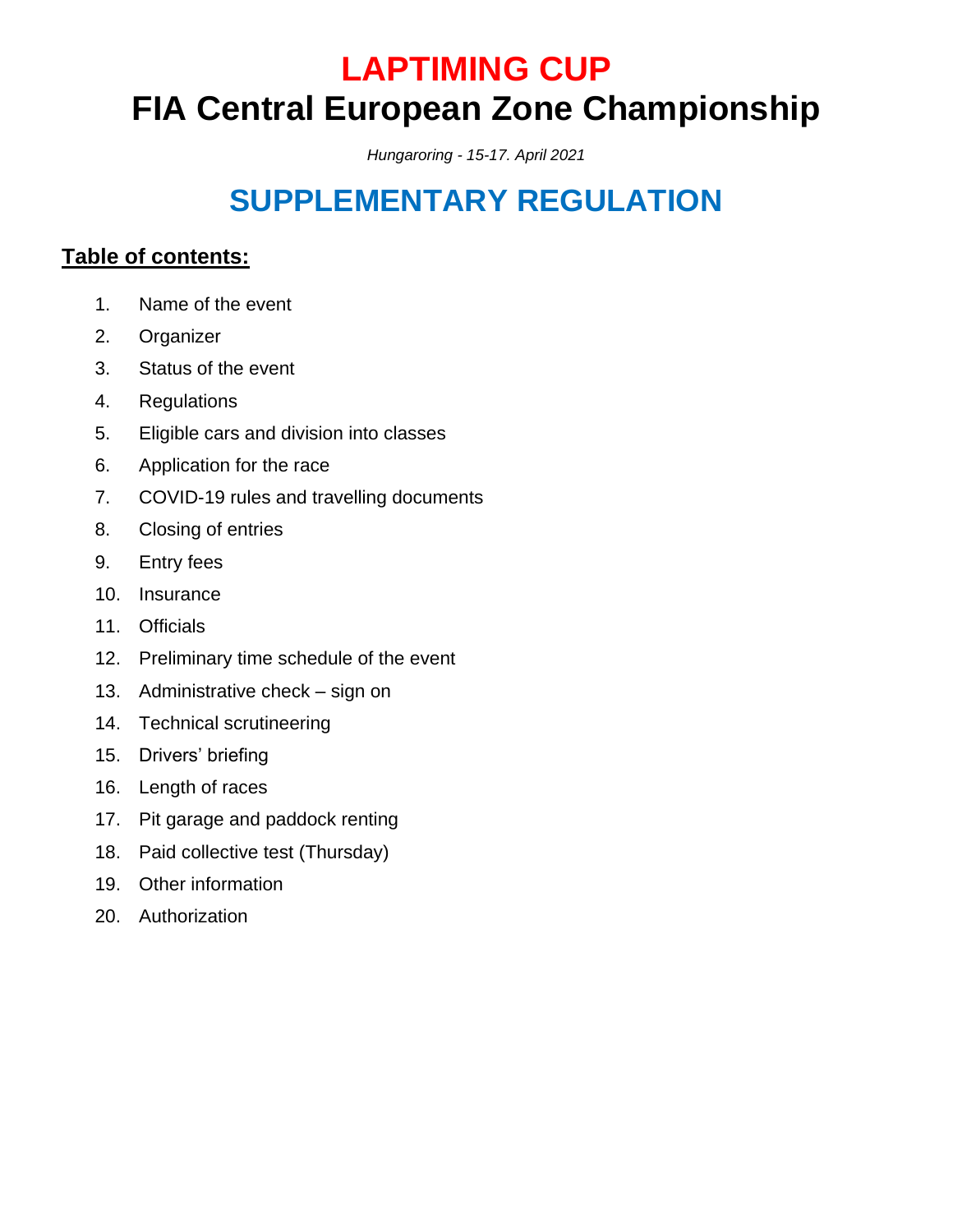# LAPTIMING CUP

# FIA Central European Zone Championship

*Hungaroring - 15-17. April 2021*

## SUPPLEMENTARY REGULATION

**Table of contents:**

1. Name of the event
2. Organizer
3. Status of the event
4. Regulations
5. Eligible cars and division into classes
6. Application for the race
7. COVID-19 rules and travelling documents
8. Closing of entries
9. Entry fees
10. Insurance
11. Officials
12. Preliminary time schedule of the event
13. Administrative check – sign on
14. Technical scrutineering
15. Drivers' briefing
16. Length of races
17. Pit garage and paddock renting
18. Paid collective test (Thursday)
19. Other information
20. Authorization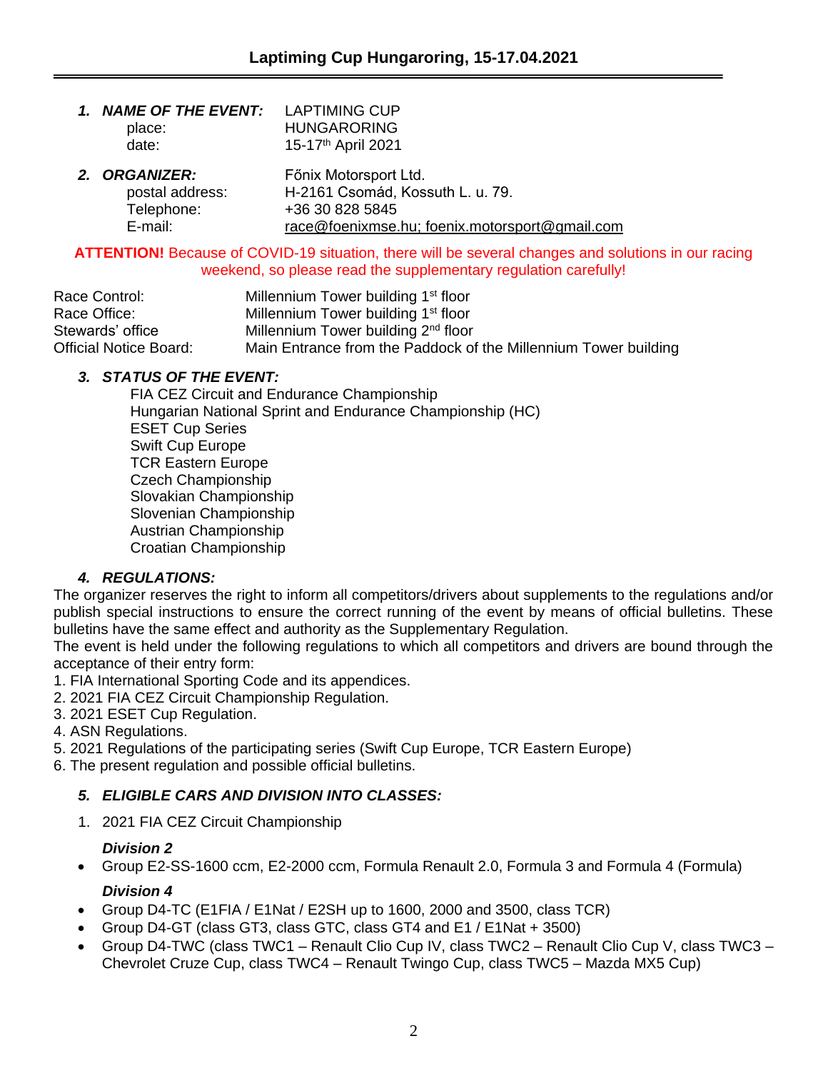## Laptiming Cup Hungaroring, 15-17.04.2021

1. ***NAME OF THE EVENT:*** LAPTIMING CUP
   place: HUNGARORING
   date: 15-17th April 2021

2. ***ORGANIZER:*** Főnix Motorsport Ltd.
   postal address: H-2161 Csomád, Kossuth L. u. 79.
   Telephone: +36 30 828 5845
   E-mail: race@foenixmse.hu; foenix.motorsport@gmail.com

**ATTENTION!** Because of COVID-19 situation, there will be several changes and solutions in our racing weekend, so please read the supplementary regulation carefully!

| | |
|---|---|
| Race Control: | Millennium Tower building 1st floor |
| Race Office: | Millennium Tower building 1st floor |
| Stewards' office | Millennium Tower building 2nd floor |
| Official Notice Board: | Main Entrance from the Paddock of the Millennium Tower building |

3. ***STATUS OF THE EVENT:***
   FIA CEZ Circuit and Endurance Championship
   Hungarian National Sprint and Endurance Championship (HC)
   ESET Cup Series
   Swift Cup Europe
   TCR Eastern Europe
   Czech Championship
   Slovakian Championship
   Slovenian Championship
   Austrian Championship
   Croatian Championship

4. ***REGULATIONS:***

The organizer reserves the right to inform all competitors/drivers about supplements to the regulations and/or publish special instructions to ensure the correct running of the event by means of official bulletins. These bulletins have the same effect and authority as the Supplementary Regulation.
The event is held under the following regulations to which all competitors and drivers are bound through the acceptance of their entry form:
1. FIA International Sporting Code and its appendices.
2. 2021 FIA CEZ Circuit Championship Regulation.
3. 2021 ESET Cup Regulation.
4. ASN Regulations.
5. 2021 Regulations of the participating series (Swift Cup Europe, TCR Eastern Europe)
6. The present regulation and possible official bulletins.

5. ***ELIGIBLE CARS AND DIVISION INTO CLASSES:***

1. 2021 FIA CEZ Circuit Championship

***Division 2***
- Group E2-SS-1600 ccm, E2-2000 ccm, Formula Renault 2.0, Formula 3 and Formula 4 (Formula)

***Division 4***
- Group D4-TC (E1FIA / E1Nat / E2SH up to 1600, 2000 and 3500, class TCR)
- Group D4-GT (class GT3, class GTC, class GT4 and E1 / E1Nat + 3500)
- Group D4-TWC (class TWC1 – Renault Clio Cup IV, class TWC2 – Renault Clio Cup V, class TWC3 – Chevrolet Cruze Cup, class TWC4 – Renault Twingo Cup, class TWC5 – Mazda MX5 Cup)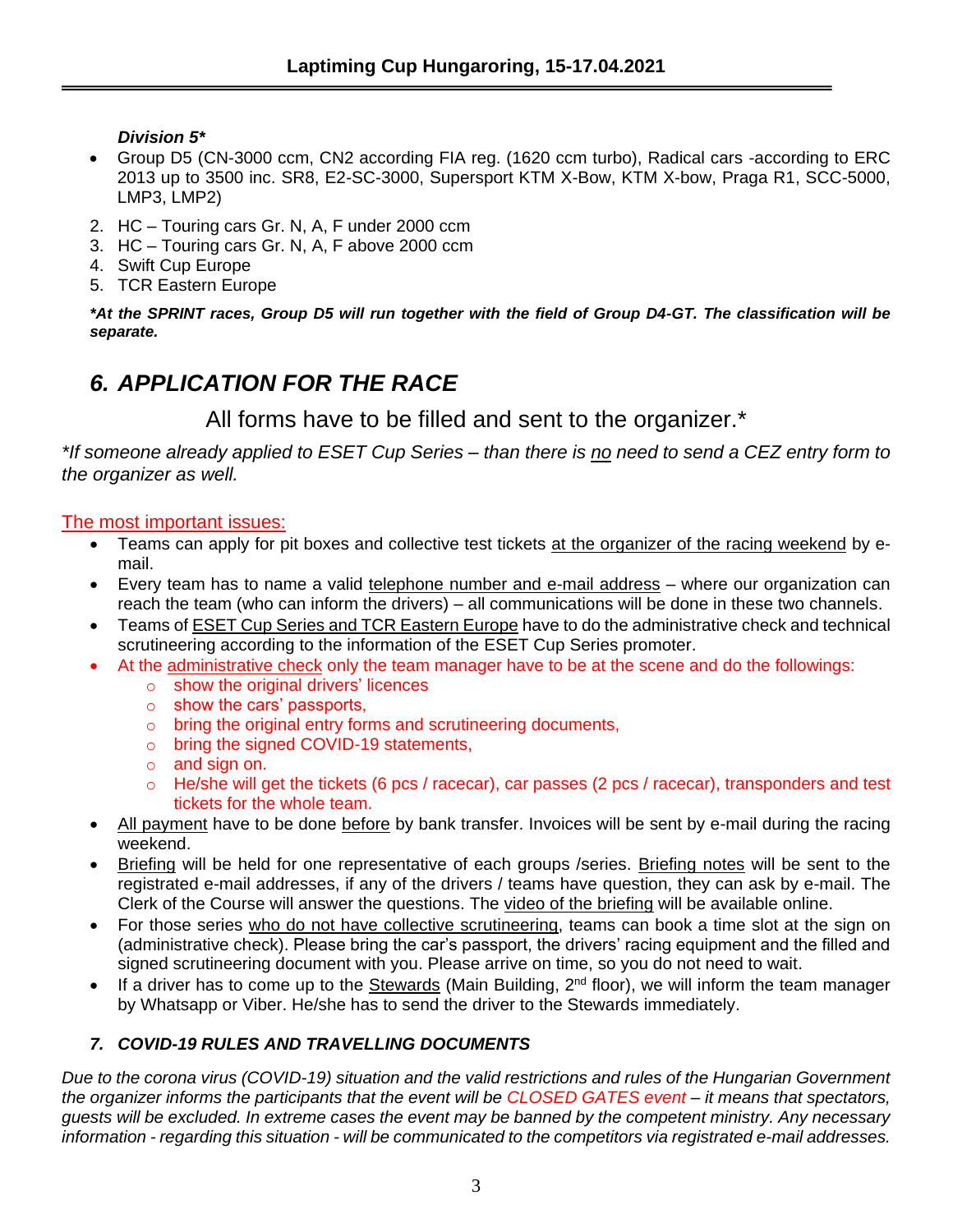***Division 5****

- Group D5 (CN-3000 ccm, CN2 according FIA reg. (1620 ccm turbo), Radical cars -according to ERC 2013 up to 3500 inc. SR8, E2-SC-3000, Supersport KTM X-Bow, KTM X-bow, Praga R1, SCC-5000, LMP3, LMP2)

2. HC – Touring cars Gr. N, A, F under 2000 ccm
3. HC – Touring cars Gr. N, A, F above 2000 ccm
4. Swift Cup Europe
5. TCR Eastern Europe

***At the SPRINT races, Group D5 will run together with the field of Group D4-GT. The classification will be separate.***

## *6. APPLICATION FOR THE RACE*

All forms have to be filled and sent to the organizer.*

**If someone already applied to ESET Cup Series – than there is no need to send a CEZ entry form to the organizer as well.*

The most important issues:

- Teams can apply for pit boxes and collective test tickets at the organizer of the racing weekend by e-mail.
- Every team has to name a valid telephone number and e-mail address – where our organization can reach the team (who can inform the drivers) – all communications will be done in these two channels.
- Teams of ESET Cup Series and TCR Eastern Europe have to do the administrative check and technical scrutineering according to the information of the ESET Cup Series promoter.
- At the administrative check only the team manager have to be at the scene and do the followings:
  - show the original drivers' licences
  - show the cars' passports,
  - bring the original entry forms and scrutineering documents,
  - bring the signed COVID-19 statements,
  - and sign on.
  - He/she will get the tickets (6 pcs / racecar), car passes (2 pcs / racecar), transponders and test tickets for the whole team.
- All payment have to be done before by bank transfer. Invoices will be sent by e-mail during the racing weekend.
- Briefing will be held for one representative of each groups /series. Briefing notes will be sent to the registrated e-mail addresses, if any of the drivers / teams have question, they can ask by e-mail. The Clerk of the Course will answer the questions. The video of the briefing will be available online.
- For those series who do not have collective scrutineering, teams can book a time slot at the sign on (administrative check). Please bring the car's passport, the drivers' racing equipment and the filled and signed scrutineering document with you. Please arrive on time, so you do not need to wait.
- If a driver has to come up to the Stewards (Main Building, 2nd floor), we will inform the team manager by Whatsapp or Viber. He/she has to send the driver to the Stewards immediately.

### *7. COVID-19 RULES AND TRAVELLING DOCUMENTS*

*Due to the corona virus (COVID-19) situation and the valid restrictions and rules of the Hungarian Government the organizer informs the participants that the event will be CLOSED GATES event – it means that spectators, guests will be excluded. In extreme cases the event may be banned by the competent ministry. Any necessary information - regarding this situation - will be communicated to the competitors via registrated e-mail addresses.*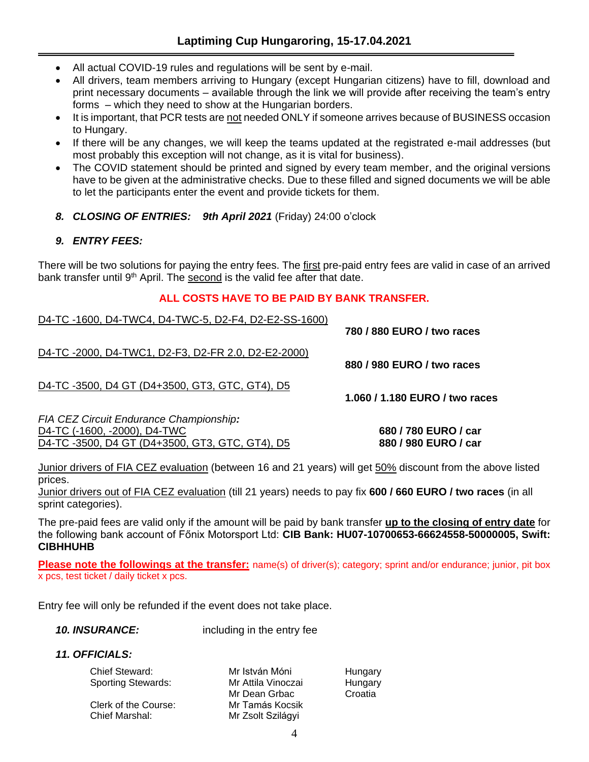- All actual COVID-19 rules and regulations will be sent by e-mail.
- All drivers, team members arriving to Hungary (except Hungarian citizens) have to fill, download and print necessary documents – available through the link we will provide after receiving the team's entry forms – which they need to show at the Hungarian borders.
- It is important, that PCR tests are not needed ONLY if someone arrives because of BUSINESS occasion to Hungary.
- If there will be any changes, we will keep the teams updated at the registrated e-mail addresses (but most probably this exception will not change, as it is vital for business).
- The COVID statement should be printed and signed by every team member, and the original versions have to be given at the administrative checks. Due to these filled and signed documents we will be able to let the participants enter the event and provide tickets for them.

***8. CLOSING OF ENTRIES: 9th April 2021*** (Friday) 24:00 o'clock

***9. ENTRY FEES:***

There will be two solutions for paying the entry fees. The first pre-paid entry fees are valid in case of an arrived bank transfer until 9th April. The second is the valid fee after that date.

**ALL COSTS HAVE TO BE PAID BY BANK TRANSFER.**

| Category | Fee |
| --- | --- |
| D4-TC -1600, D4-TWC4, D4-TWC-5, D2-F4, D2-E2-SS-1600) | **780 / 880 EURO / two races** |
| D4-TC -2000, D4-TWC1, D2-F3, D2-FR 2.0, D2-E2-2000) | **880 / 980 EURO / two races** |
| D4-TC -3500, D4 GT (D4+3500, GT3, GTC, GT4), D5 | **1.060 / 1.180 EURO / two races** |
| *FIA CEZ Circuit Endurance Championship:* | |
| D4-TC (-1600, -2000), D4-TWC | **680 / 780 EURO / car** |
| D4-TC -3500, D4 GT (D4+3500, GT3, GTC, GT4), D5 | **880 / 980 EURO / car** |

Junior drivers of FIA CEZ evaluation (between 16 and 21 years) will get 50% discount from the above listed prices.
Junior drivers out of FIA CEZ evaluation (till 21 years) needs to pay fix **600 / 660 EURO / two races** (in all sprint categories).

The pre-paid fees are valid only if the amount will be paid by bank transfer **up to the closing of entry date** for the following bank account of Főnix Motorsport Ltd: **CIB Bank: HU07-10700653-66624558-50000005, Swift: CIBHHUHB**

**Please note the followings at the transfer:** name(s) of driver(s); category; sprint and/or endurance; junior, pit box x pcs, test ticket / daily ticket x pcs.

Entry fee will only be refunded if the event does not take place.

***10. INSURANCE:*** including in the entry fee

***11. OFFICIALS:***

| | | |
| --- | --- | --- |
| Chief Steward: | Mr István Móni | Hungary |
| Sporting Stewards: | Mr Attila Vinoczai | Hungary |
| | Mr Dean Grbac | Croatia |
| Clerk of the Course: | Mr Tamás Kocsik | |
| Chief Marshal: | Mr Zsolt Szilágyi | |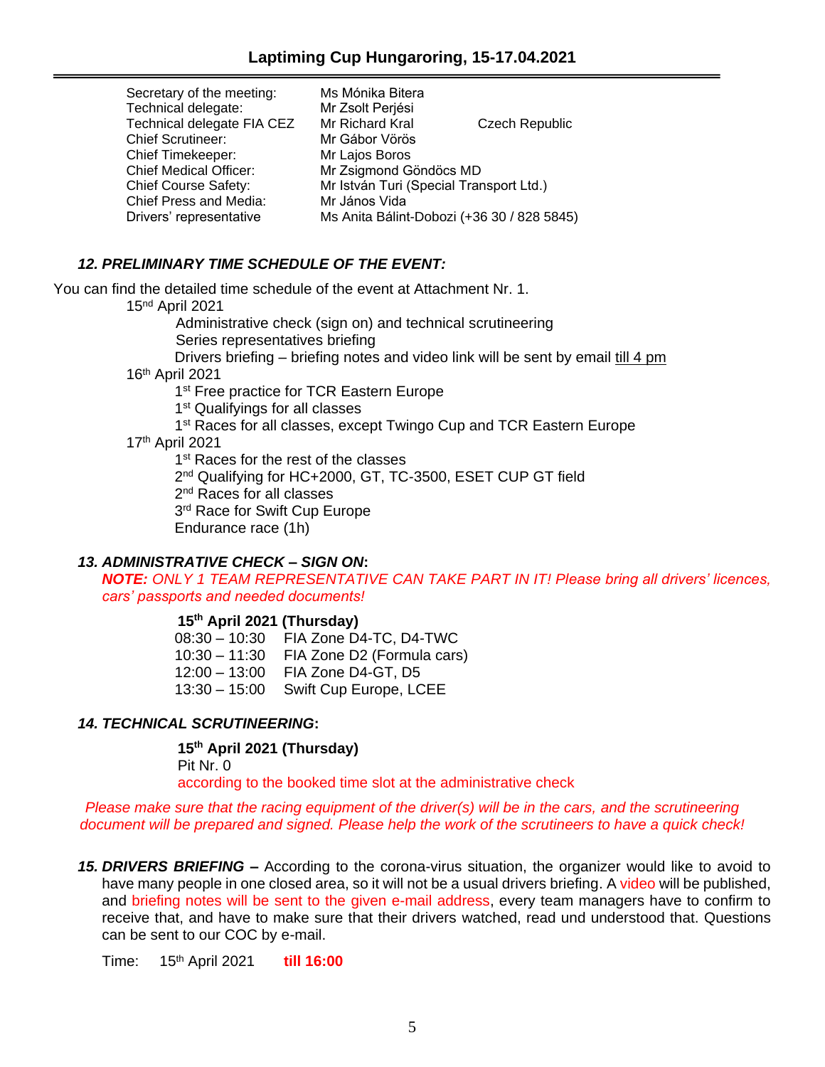| | | |
|---|---|---|
| Secretary of the meeting: | Ms Mónika Bitera | |
| Technical delegate: | Mr Zsolt Perjési | |
| Technical delegate FIA CEZ | Mr Richard Kral | Czech Republic |
| Chief Scrutineer: | Mr Gábor Vörös | |
| Chief Timekeeper: | Mr Lajos Boros | |
| Chief Medical Officer: | Mr Zsigmond Göndöcs MD | |
| Chief Course Safety: | Mr István Turi (Special Transport Ltd.) | |
| Chief Press and Media: | Mr János Vida | |
| Drivers' representative | Ms Anita Bálint-Dobozi (+36 30 / 828 5845) | |

### *12. PRELIMINARY TIME SCHEDULE OF THE EVENT:*

You can find the detailed time schedule of the event at Attachment Nr. 1.

15nd April 2021

- Administrative check (sign on) and technical scrutineering
- Series representatives briefing
- Drivers briefing – briefing notes and video link will be sent by email till 4 pm

16th April 2021

- 1st Free practice for TCR Eastern Europe
- 1st Qualifyings for all classes
- 1st Races for all classes, except Twingo Cup and TCR Eastern Europe

17th April 2021

- 1st Races for the rest of the classes
- 2nd Qualifying for HC+2000, GT, TC-3500, ESET CUP GT field
- 2nd Races for all classes
- 3rd Race for Swift Cup Europe
- Endurance race (1h)

### *13. ADMINISTRATIVE CHECK – SIGN ON:*

***NOTE:*** *ONLY 1 TEAM REPRESENTATIVE CAN TAKE PART IN IT! Please bring all drivers' licences, cars' passports and needed documents!*

**15th April 2021 (Thursday)**

| | |
|---|---|
| 08:30 – 10:30 | FIA Zone D4-TC, D4-TWC |
| 10:30 – 11:30 | FIA Zone D2 (Formula cars) |
| 12:00 – 13:00 | FIA Zone D4-GT, D5 |
| 13:30 – 15:00 | Swift Cup Europe, LCEE |

### *14. TECHNICAL SCRUTINEERING:*

**15th April 2021 (Thursday)**
Pit Nr. 0
according to the booked time slot at the administrative check

*Please make sure that the racing equipment of the driver(s) will be in the cars, and the scrutineering document will be prepared and signed. Please help the work of the scrutineers to have a quick check!*

***15. DRIVERS BRIEFING –*** According to the corona-virus situation, the organizer would like to avoid to have many people in one closed area, so it will not be a usual drivers briefing. A video will be published, and briefing notes will be sent to the given e-mail address, every team managers have to confirm to receive that, and have to make sure that their drivers watched, read und understood that. Questions can be sent to our COC by e-mail.

Time: 15th April 2021 **till 16:00**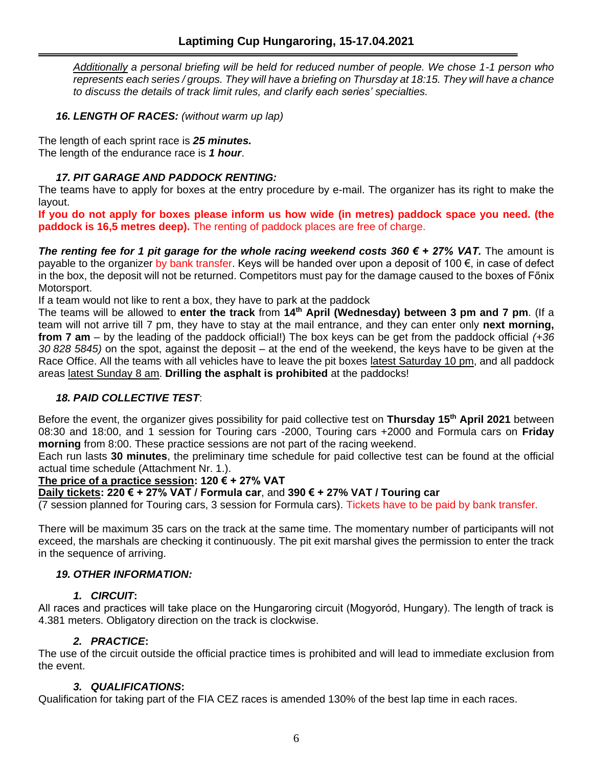*Additionally a personal briefing will be held for reduced number of people. We chose 1-1 person who represents each series / groups. They will have a briefing on Thursday at 18:15. They will have a chance to discuss the details of track limit rules, and clarify each series' specialties.*

### *16. LENGTH OF RACES:* *(without warm up lap)*

The length of each sprint race is ***25 minutes.***
The length of the endurance race is ***1 hour***.

### *17. PIT GARAGE AND PADDOCK RENTING:*

The teams have to apply for boxes at the entry procedure by e-mail. The organizer has its right to make the layout.

**If you do not apply for boxes please inform us how wide (in metres) paddock space you need. (the paddock is 16,5 metres deep).** The renting of paddock places are free of charge.

***The renting fee for 1 pit garage for the whole racing weekend costs 360 € + 27% VAT.*** The amount is payable to the organizer by bank transfer. Keys will be handed over upon a deposit of 100 €, in case of defect in the box, the deposit will not be returned. Competitors must pay for the damage caused to the boxes of Főnix Motorsport.

If a team would not like to rent a box, they have to park at the paddock

The teams will be allowed to **enter the track** from **14th April (Wednesday) between 3 pm and 7 pm**. (If a team will not arrive till 7 pm, they have to stay at the mail entrance, and they can enter only **next morning, from 7 am** – by the leading of the paddock official!) The box keys can be get from the paddock official *(+36 30 828 5845)* on the spot, against the deposit – at the end of the weekend, the keys have to be given at the Race Office. All the teams with all vehicles have to leave the pit boxes latest Saturday 10 pm, and all paddock areas latest Sunday 8 am. **Drilling the asphalt is prohibited** at the paddocks!

### *18. PAID COLLECTIVE TEST*:

Before the event, the organizer gives possibility for paid collective test on **Thursday 15th April 2021** between 08:30 and 18:00, and 1 session for Touring cars -2000, Touring cars +2000 and Formula cars on **Friday morning** from 8:00. These practice sessions are not part of the racing weekend.

Each run lasts **30 minutes**, the preliminary time schedule for paid collective test can be found at the official actual time schedule (Attachment Nr. 1.).

**The price of a practice session: 120 € + 27% VAT**
**Daily tickets: 220 € + 27% VAT / Formula car**, and **390 € + 27% VAT / Touring car**
(7 session planned for Touring cars, 3 session for Formula cars). Tickets have to be paid by bank transfer.

There will be maximum 35 cars on the track at the same time. The momentary number of participants will not exceed, the marshals are checking it continuously. The pit exit marshal gives the permission to enter the track in the sequence of arriving.

### *19. OTHER INFORMATION:*

#### *1. CIRCUIT*:

All races and practices will take place on the Hungaroring circuit (Mogyoród, Hungary). The length of track is 4.381 meters. Obligatory direction on the track is clockwise.

#### *2. PRACTICE*:

The use of the circuit outside the official practice times is prohibited and will lead to immediate exclusion from the event.

#### *3. QUALIFICATIONS*:

Qualification for taking part of the FIA CEZ races is amended 130% of the best lap time in each races.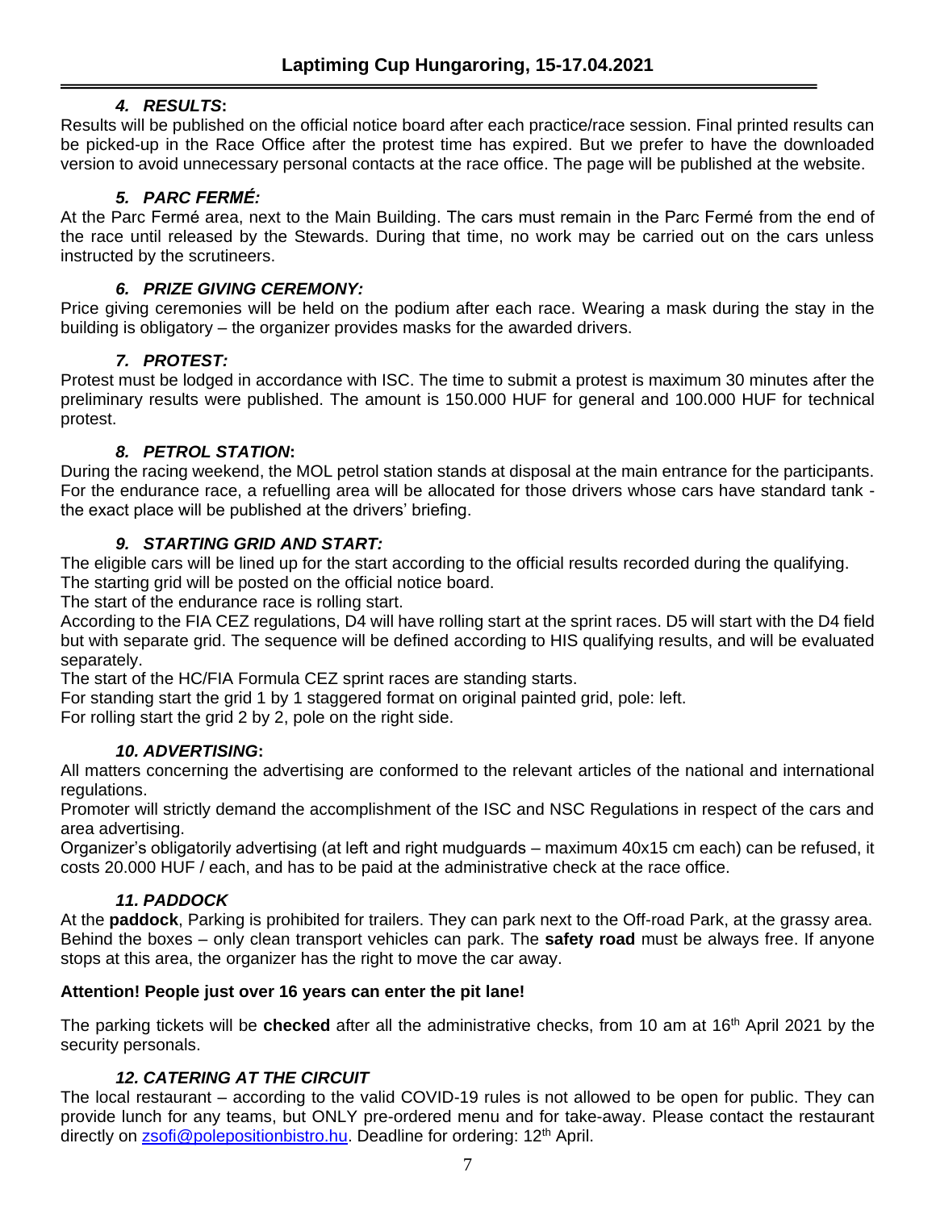### *4. RESULTS***:**

Results will be published on the official notice board after each practice/race session. Final printed results can be picked-up in the Race Office after the protest time has expired. But we prefer to have the downloaded version to avoid unnecessary personal contacts at the race office. The page will be published at the website.

### *5. PARC FERMÉ:*

At the Parc Fermé area, next to the Main Building. The cars must remain in the Parc Fermé from the end of the race until released by the Stewards. During that time, no work may be carried out on the cars unless instructed by the scrutineers.

### *6. PRIZE GIVING CEREMONY:*

Price giving ceremonies will be held on the podium after each race. Wearing a mask during the stay in the building is obligatory – the organizer provides masks for the awarded drivers.

### *7. PROTEST:*

Protest must be lodged in accordance with ISC. The time to submit a protest is maximum 30 minutes after the preliminary results were published. The amount is 150.000 HUF for general and 100.000 HUF for technical protest.

### *8. PETROL STATION***:**

During the racing weekend, the MOL petrol station stands at disposal at the main entrance for the participants. For the endurance race, a refuelling area will be allocated for those drivers whose cars have standard tank - the exact place will be published at the drivers' briefing.

### *9. STARTING GRID AND START:*

The eligible cars will be lined up for the start according to the official results recorded during the qualifying.
The starting grid will be posted on the official notice board.
The start of the endurance race is rolling start.
According to the FIA CEZ regulations, D4 will have rolling start at the sprint races. D5 will start with the D4 field but with separate grid. The sequence will be defined according to HIS qualifying results, and will be evaluated separately.
The start of the HC/FIA Formula CEZ sprint races are standing starts.
For standing start the grid 1 by 1 staggered format on original painted grid, pole: left.
For rolling start the grid 2 by 2, pole on the right side.

### *10. ADVERTISING***:**

All matters concerning the advertising are conformed to the relevant articles of the national and international regulations.
Promoter will strictly demand the accomplishment of the ISC and NSC Regulations in respect of the cars and area advertising.
Organizer's obligatorily advertising (at left and right mudguards – maximum 40x15 cm each) can be refused, it costs 20.000 HUF / each, and has to be paid at the administrative check at the race office.

### *11. PADDOCK*

At the **paddock**, Parking is prohibited for trailers. They can park next to the Off-road Park, at the grassy area. Behind the boxes – only clean transport vehicles can park. The **safety road** must be always free. If anyone stops at this area, the organizer has the right to move the car away.

**Attention! People just over 16 years can enter the pit lane!**

The parking tickets will be **checked** after all the administrative checks, from 10 am at 16th April 2021 by the security personals.

### *12. CATERING AT THE CIRCUIT*

The local restaurant – according to the valid COVID-19 rules is not allowed to be open for public. They can provide lunch for any teams, but ONLY pre-ordered menu and for take-away. Please contact the restaurant directly on zsofi@polepositionbistro.hu. Deadline for ordering: 12th April.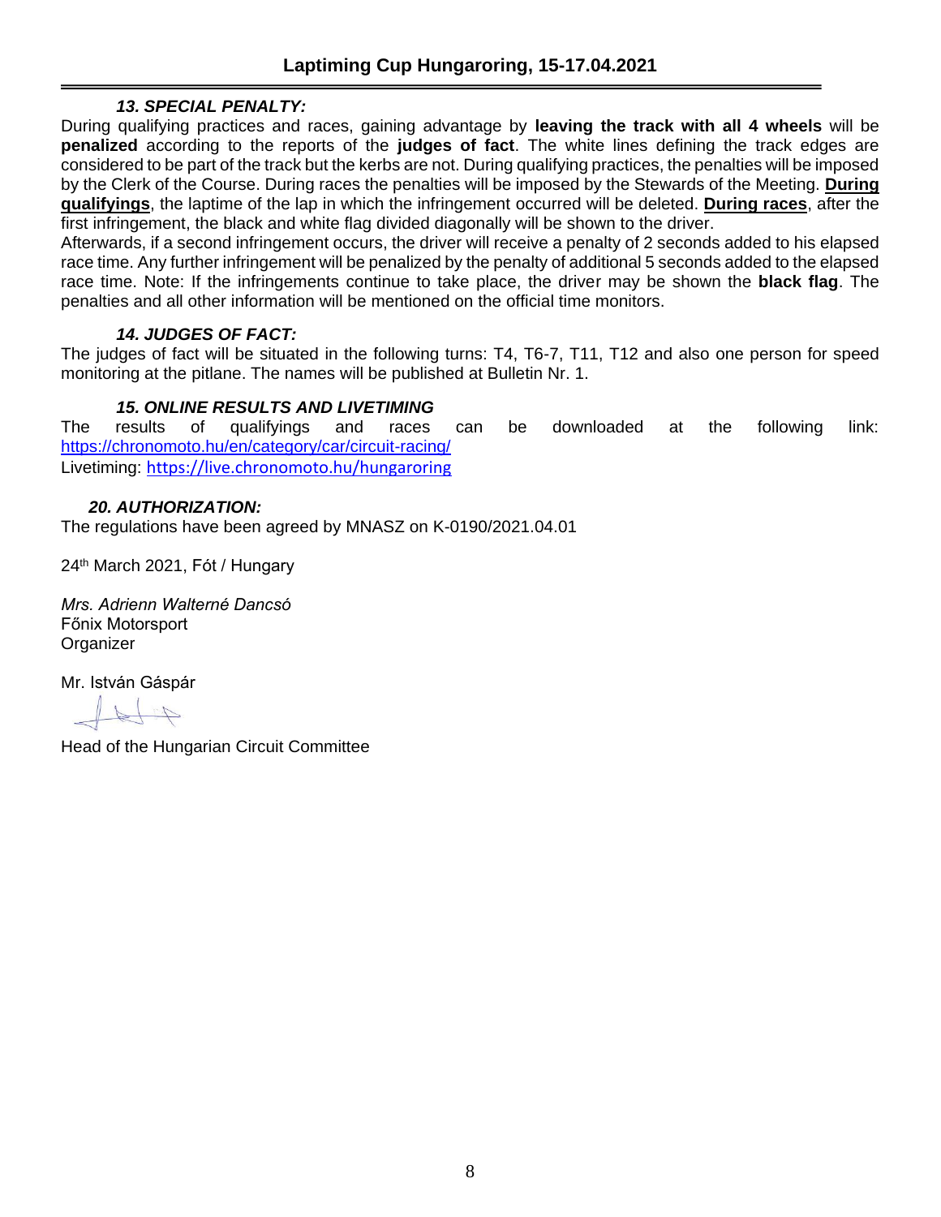### *13. SPECIAL PENALTY:*

During qualifying practices and races, gaining advantage by **leaving the track with all 4 wheels** will be **penalized** according to the reports of the **judges of fact**. The white lines defining the track edges are considered to be part of the track but the kerbs are not. During qualifying practices, the penalties will be imposed by the Clerk of the Course. During races the penalties will be imposed by the Stewards of the Meeting. **During qualifyings**, the laptime of the lap in which the infringement occurred will be deleted. **During races**, after the first infringement, the black and white flag divided diagonally will be shown to the driver.

Afterwards, if a second infringement occurs, the driver will receive a penalty of 2 seconds added to his elapsed race time. Any further infringement will be penalized by the penalty of additional 5 seconds added to the elapsed race time. Note: If the infringements continue to take place, the driver may be shown the **black flag**. The penalties and all other information will be mentioned on the official time monitors.

### *14. JUDGES OF FACT:*

The judges of fact will be situated in the following turns: T4, T6-7, T11, T12 and also one person for speed monitoring at the pitlane. The names will be published at Bulletin Nr. 1.

### *15. ONLINE RESULTS AND LIVETIMING*

The results of qualifyings and races can be downloaded at the following link: https://chronomoto.hu/en/category/car/circuit-racing/
Livetiming: https://live.chronomoto.hu/hungaroring

### *20. AUTHORIZATION:*

The regulations have been agreed by MNASZ on K-0190/2021.04.01

24th March 2021, Fót / Hungary

*Mrs. Adrienn Walterné Dancsó*
Főnix Motorsport
Organizer

Mr. István Gáspár

Head of the Hungarian Circuit Committee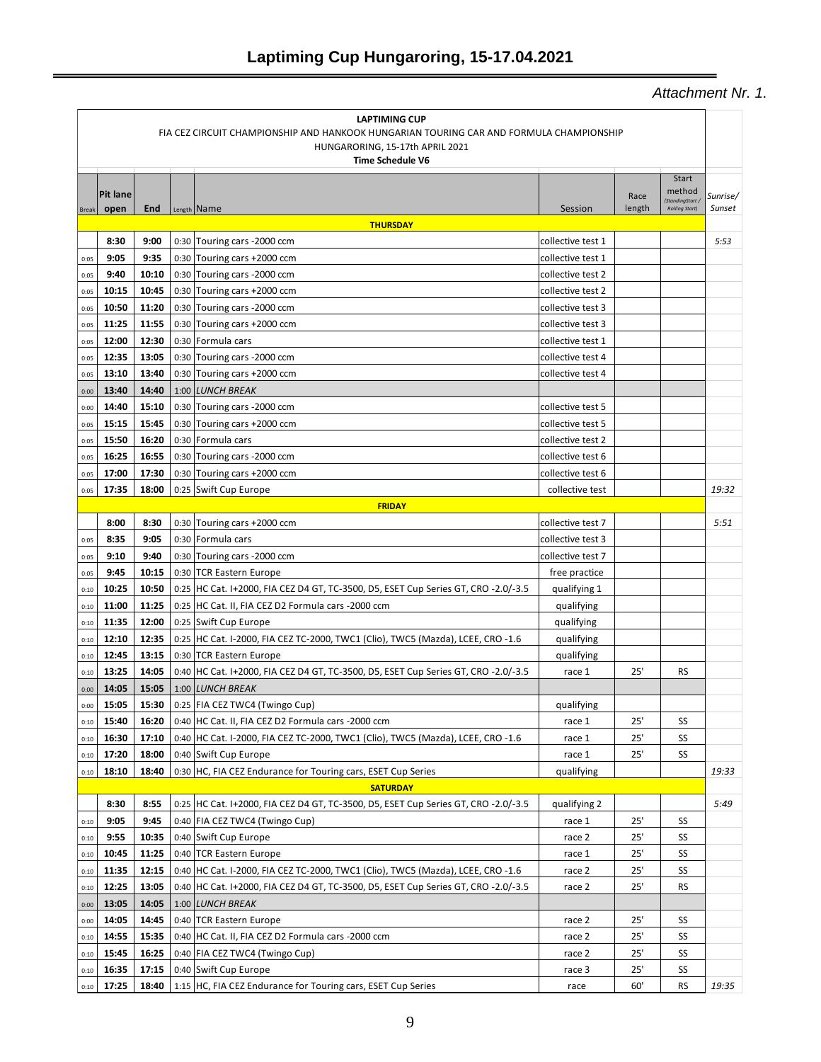# Laptiming Cup Hungaroring, 15-17.04.2021

*Attachment Nr. 1.*

**LAPTIMING CUP**
FIA CEZ CIRCUIT CHAMPIONSHIP AND HANKOOK HUNGARIAN TOURING CAR AND FORMULA CHAMPIONSHIP
HUNGARORING, 15-17th APRIL 2021
**Time Schedule V6**

| Break | Pit lane open | End | Length | Name | Session | Race length | Start method (StandingStart / Rolling Start) | Sunrise/ Sunset |
|---|---|---|---|---|---|---|---|---|
| | | | | **THURSDAY** | | | | |
| | 8:30 | 9:00 | 0:30 | Touring cars -2000 ccm | collective test 1 | | | 5:53 |
| 0:05 | 9:05 | 9:35 | 0:30 | Touring cars +2000 ccm | collective test 1 | | | |
| 0:05 | 9:40 | 10:10 | 0:30 | Touring cars -2000 ccm | collective test 2 | | | |
| 0:05 | 10:15 | 10:45 | 0:30 | Touring cars +2000 ccm | collective test 2 | | | |
| 0:05 | 10:50 | 11:20 | 0:30 | Touring cars -2000 ccm | collective test 3 | | | |
| 0:05 | 11:25 | 11:55 | 0:30 | Touring cars +2000 ccm | collective test 3 | | | |
| 0:05 | 12:00 | 12:30 | 0:30 | Formula cars | collective test 1 | | | |
| 0:05 | 12:35 | 13:05 | 0:30 | Touring cars -2000 ccm | collective test 4 | | | |
| 0:05 | 13:10 | 13:40 | 0:30 | Touring cars +2000 ccm | collective test 4 | | | |
| 0:00 | 13:40 | 14:40 | 1:00 | *LUNCH BREAK* | | | | |
| 0:00 | 14:40 | 15:10 | 0:30 | Touring cars -2000 ccm | collective test 5 | | | |
| 0:05 | 15:15 | 15:45 | 0:30 | Touring cars +2000 ccm | collective test 5 | | | |
| 0:05 | 15:50 | 16:20 | 0:30 | Formula cars | collective test 2 | | | |
| 0:05 | 16:25 | 16:55 | 0:30 | Touring cars -2000 ccm | collective test 6 | | | |
| 0:05 | 17:00 | 17:30 | 0:30 | Touring cars +2000 ccm | collective test 6 | | | |
| 0:05 | 17:35 | 18:00 | 0:25 | Swift Cup Europe | collective test | | | 19:32 |
| | | | | **FRIDAY** | | | | |
| | 8:00 | 8:30 | 0:30 | Touring cars +2000 ccm | collective test 7 | | | 5:51 |
| 0:05 | 8:35 | 9:05 | 0:30 | Formula cars | collective test 3 | | | |
| 0:05 | 9:10 | 9:40 | 0:30 | Touring cars -2000 ccm | collective test 7 | | | |
| 0:05 | 9:45 | 10:15 | 0:30 | TCR Eastern Europe | free practice | | | |
| 0:10 | 10:25 | 10:50 | 0:25 | HC Cat. I+2000, FIA CEZ D4 GT, TC-3500, D5, ESET Cup Series GT, CRO -2.0/-3.5 | qualifying 1 | | | |
| 0:10 | 11:00 | 11:25 | 0:25 | HC Cat. II, FIA CEZ D2 Formula cars -2000 ccm | qualifying | | | |
| 0:10 | 11:35 | 12:00 | 0:25 | Swift Cup Europe | qualifying | | | |
| 0:10 | 12:10 | 12:35 | 0:25 | HC Cat. I-2000, FIA CEZ TC-2000, TWC1 (Clio), TWC5 (Mazda), LCEE, CRO -1.6 | qualifying | | | |
| 0:10 | 12:45 | 13:15 | 0:30 | TCR Eastern Europe | qualifying | | | |
| 0:10 | 13:25 | 14:05 | 0:40 | HC Cat. I+2000, FIA CEZ D4 GT, TC-3500, D5, ESET Cup Series GT, CRO -2.0/-3.5 | race 1 | 25' | RS | |
| 0:00 | 14:05 | 15:05 | 1:00 | *LUNCH BREAK* | | | | |
| 0:00 | 15:05 | 15:30 | 0:25 | FIA CEZ TWC4 (Twingo Cup) | qualifying | | | |
| 0:10 | 15:40 | 16:20 | 0:40 | HC Cat. II, FIA CEZ D2 Formula cars -2000 ccm | race 1 | 25' | SS | |
| 0:10 | 16:30 | 17:10 | 0:40 | HC Cat. I-2000, FIA CEZ TC-2000, TWC1 (Clio), TWC5 (Mazda), LCEE, CRO -1.6 | race 1 | 25' | SS | |
| 0:10 | 17:20 | 18:00 | 0:40 | Swift Cup Europe | race 1 | 25' | SS | |
| 0:10 | 18:10 | 18:40 | 0:30 | HC, FIA CEZ Endurance for Touring cars, ESET Cup Series | qualifying | | | 19:33 |
| | | | | **SATURDAY** | | | | |
| | 8:30 | 8:55 | 0:25 | HC Cat. I+2000, FIA CEZ D4 GT, TC-3500, D5, ESET Cup Series GT, CRO -2.0/-3.5 | qualifying 2 | | | 5:49 |
| 0:10 | 9:05 | 9:45 | 0:40 | FIA CEZ TWC4 (Twingo Cup) | race 1 | 25' | SS | |
| 0:10 | 9:55 | 10:35 | 0:40 | Swift Cup Europe | race 2 | 25' | SS | |
| 0:10 | 10:45 | 11:25 | 0:40 | TCR Eastern Europe | race 1 | 25' | SS | |
| 0:10 | 11:35 | 12:15 | 0:40 | HC Cat. I-2000, FIA CEZ TC-2000, TWC1 (Clio), TWC5 (Mazda), LCEE, CRO -1.6 | race 2 | 25' | SS | |
| 0:10 | 12:25 | 13:05 | 0:40 | HC Cat. I+2000, FIA CEZ D4 GT, TC-3500, D5, ESET Cup Series GT, CRO -2.0/-3.5 | race 2 | 25' | RS | |
| 0:00 | 13:05 | 14:05 | 1:00 | *LUNCH BREAK* | | | | |
| 0:00 | 14:05 | 14:45 | 0:40 | TCR Eastern Europe | race 2 | 25' | SS | |
| 0:10 | 14:55 | 15:35 | 0:40 | HC Cat. II, FIA CEZ D2 Formula cars -2000 ccm | race 2 | 25' | SS | |
| 0:10 | 15:45 | 16:25 | 0:40 | FIA CEZ TWC4 (Twingo Cup) | race 2 | 25' | SS | |
| 0:10 | 16:35 | 17:15 | 0:40 | Swift Cup Europe | race 3 | 25' | SS | |
| 0:10 | 17:25 | 18:40 | 1:15 | HC, FIA CEZ Endurance for Touring cars, ESET Cup Series | race | 60' | RS | 19:35 |